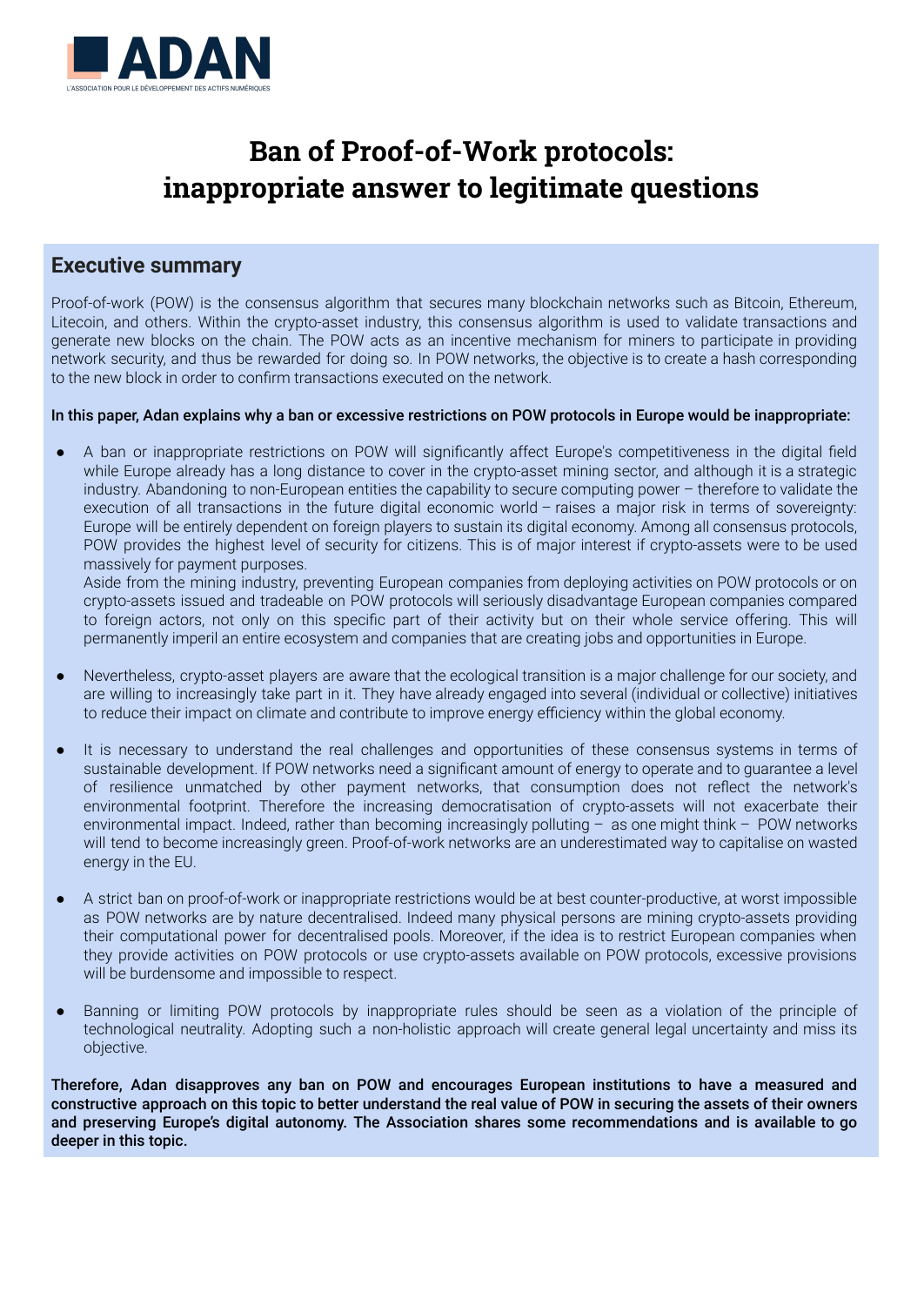ADAN

L'ASSOCIATION POUR LE DÉVELOPPEMENT DES ACTIFS NUMÉRIQUES

# Ban of Proof-of-Work protocols: inappropriate answer to legitimate questions

## Executive summary

Proof-of-work (POW) is the consensus algorithm that secures many blockchain networks such as Bitcoin, Ethereum, Litecoin, and others. Within the crypto-asset industry, this consensus algorithm is used to validate transactions and generate new blocks on the chain. The POW acts as an incentive mechanism for miners to participate in providing network security, and thus be rewarded for doing so. In POW networks, the objective is to create a hash corresponding to the new block in order to confirm transactions executed on the network.

**In this paper, Adan explains why a ban or excessive restrictions on POW protocols in Europe would be inappropriate:**

- A ban or inappropriate restrictions on POW will significantly affect Europe's competitiveness in the digital field while Europe already has a long distance to cover in the crypto-asset mining sector, and although it is a strategic industry. Abandoning to non-European entities the capability to secure computing power – therefore to validate the execution of all transactions in the future digital economic world – raises a major risk in terms of sovereignty: Europe will be entirely dependent on foreign players to sustain its digital economy. Among all consensus protocols, POW provides the highest level of security for citizens. This is of major interest if crypto-assets were to be used massively for payment purposes.
  Aside from the mining industry, preventing European companies from deploying activities on POW protocols or on crypto-assets issued and tradeable on POW protocols will seriously disadvantage European companies compared to foreign actors, not only on this specific part of their activity but on their whole service offering. This will permanently imperil an entire ecosystem and companies that are creating jobs and opportunities in Europe.

- Nevertheless, crypto-asset players are aware that the ecological transition is a major challenge for our society, and are willing to increasingly take part in it. They have already engaged into several (individual or collective) initiatives to reduce their impact on climate and contribute to improve energy efficiency within the global economy.

- It is necessary to understand the real challenges and opportunities of these consensus systems in terms of sustainable development. If POW networks need a significant amount of energy to operate and to guarantee a level of resilience unmatched by other payment networks, that consumption does not reflect the network's environmental footprint. Therefore the increasing democratisation of crypto-assets will not exacerbate their environmental impact. Indeed, rather than becoming increasingly polluting – as one might think – POW networks will tend to become increasingly green. Proof-of-work networks are an underestimated way to capitalise on wasted energy in the EU.

- A strict ban on proof-of-work or inappropriate restrictions would be at best counter-productive, at worst impossible as POW networks are by nature decentralised. Indeed many physical persons are mining crypto-assets providing their computational power for decentralised pools. Moreover, if the idea is to restrict European companies when they provide activities on POW protocols or use crypto-assets available on POW protocols, excessive provisions will be burdensome and impossible to respect.

- Banning or limiting POW protocols by inappropriate rules should be seen as a violation of the principle of technological neutrality. Adopting such a non-holistic approach will create general legal uncertainty and miss its objective.

**Therefore, Adan disapproves any ban on POW and encourages European institutions to have a measured and constructive approach on this topic to better understand the real value of POW in securing the assets of their owners and preserving Europe's digital autonomy. The Association shares some recommendations and is available to go deeper in this topic.**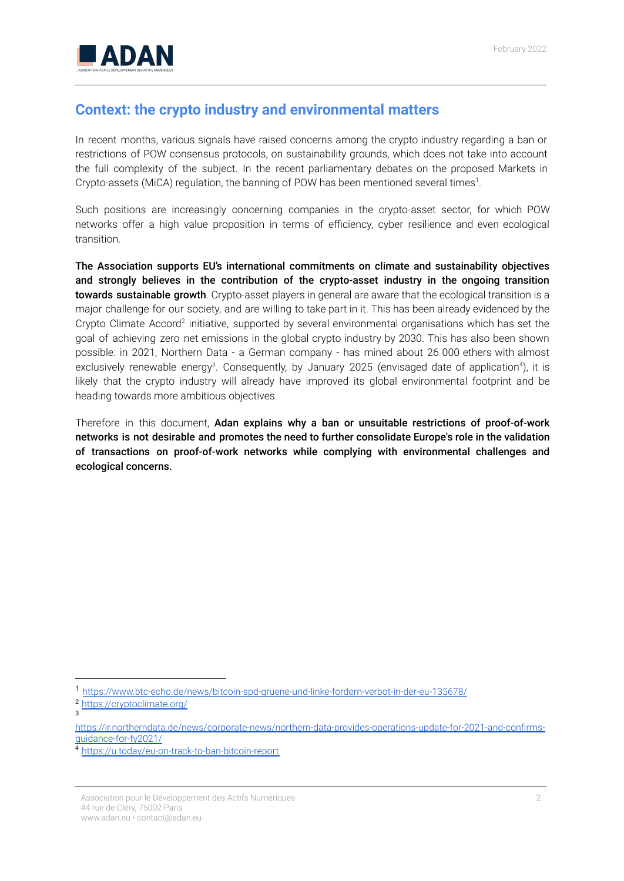## Context: the crypto industry and environmental matters

In recent months, various signals have raised concerns among the crypto industry regarding a ban or restrictions of POW consensus protocols, on sustainability grounds, which does not take into account the full complexity of the subject. In the recent parliamentary debates on the proposed Markets in Crypto-assets (MiCA) regulation, the banning of POW has been mentioned several times[1].

Such positions are increasingly concerning companies in the crypto-asset sector, for which POW networks offer a high value proposition in terms of efficiency, cyber resilience and even ecological transition.

**The Association supports EU's international commitments on climate and sustainability objectives and strongly believes in the contribution of the crypto-asset industry in the ongoing transition towards sustainable growth**. Crypto-asset players in general are aware that the ecological transition is a major challenge for our society, and are willing to take part in it. This has been already evidenced by the Crypto Climate Accord[2] initiative, supported by several environmental organisations which has set the goal of achieving zero net emissions in the global crypto industry by 2030. This has also been shown possible: in 2021, Northern Data - a German company - has mined about 26 000 ethers with almost exclusively renewable energy[3]. Consequently, by January 2025 (envisaged date of application[4]), it is likely that the crypto industry will already have improved its global environmental footprint and be heading towards more ambitious objectives.

Therefore in this document, **Adan explains why a ban or unsuitable restrictions of proof-of-work networks is not desirable and promotes the need to further consolidate Europe's role in the validation of transactions on proof-of-work networks while complying with environmental challenges and ecological concerns.**

---

[1] https://www.btc-echo.de/news/bitcoin-spd-gruene-und-linke-fordern-verbot-in-der-eu-135678/

[2] https://cryptoclimate.org/

[3] https://ir.northerndata.de/news/corporate-news/northern-data-provides-operations-update-for-2021-and-confirms-guidance-for-fy2021/

[4] https://u.today/eu-on-track-to-ban-bitcoin-report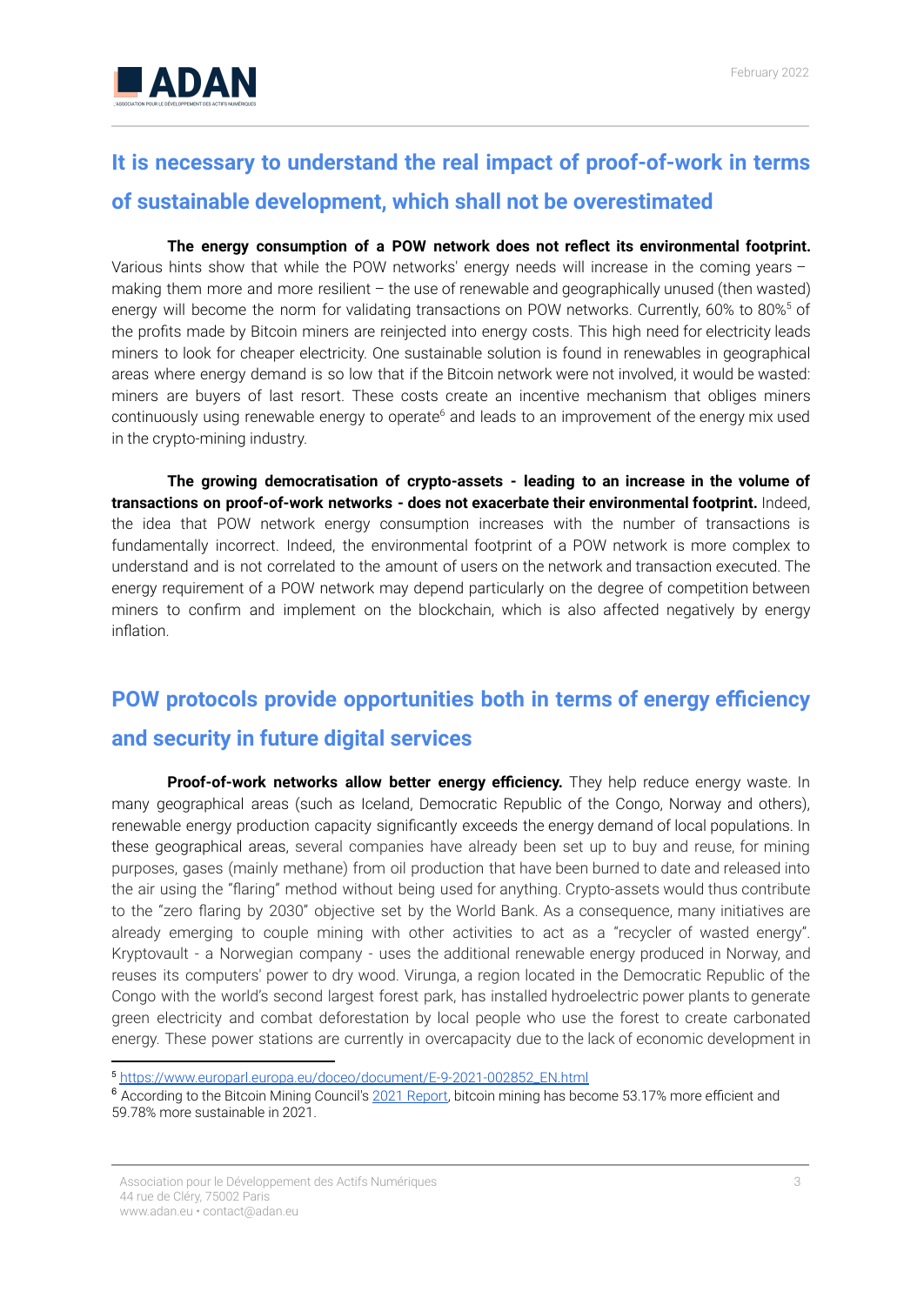## It is necessary to understand the real impact of proof-of-work in terms of sustainable development, which shall not be overestimated

**The energy consumption of a POW network does not reflect its environmental footprint.** Various hints show that while the POW networks' energy needs will increase in the coming years – making them more and more resilient – the use of renewable and geographically unused (then wasted) energy will become the norm for validating transactions on POW networks. Currently, 60% to 80%[5] of the profits made by Bitcoin miners are reinjected into energy costs. This high need for electricity leads miners to look for cheaper electricity. One sustainable solution is found in renewables in geographical areas where energy demand is so low that if the Bitcoin network were not involved, it would be wasted: miners are buyers of last resort. These costs create an incentive mechanism that obliges miners continuously using renewable energy to operate[6] and leads to an improvement of the energy mix used in the crypto-mining industry.

**The growing democratisation of crypto-assets - leading to an increase in the volume of transactions on proof-of-work networks - does not exacerbate their environmental footprint.** Indeed, the idea that POW network energy consumption increases with the number of transactions is fundamentally incorrect. Indeed, the environmental footprint of a POW network is more complex to understand and is not correlated to the amount of users on the network and transaction executed. The energy requirement of a POW network may depend particularly on the degree of competition between miners to confirm and implement on the blockchain, which is also affected negatively by energy inflation.

## POW protocols provide opportunities both in terms of energy efficiency and security in future digital services

**Proof-of-work networks allow better energy efficiency.** They help reduce energy waste. In many geographical areas (such as Iceland, Democratic Republic of the Congo, Norway and others), renewable energy production capacity significantly exceeds the energy demand of local populations. In these geographical areas, several companies have already been set up to buy and reuse, for mining purposes, gases (mainly methane) from oil production that have been burned to date and released into the air using the "flaring" method without being used for anything. Crypto-assets would thus contribute to the "zero flaring by 2030" objective set by the World Bank. As a consequence, many initiatives are already emerging to couple mining with other activities to act as a "recycler of wasted energy". Kryptovault - a Norwegian company - uses the additional renewable energy produced in Norway, and reuses its computers' power to dry wood. Virunga, a region located in the Democratic Republic of the Congo with the world's second largest forest park, has installed hydroelectric power plants to generate green electricity and combat deforestation by local people who use the forest to create carbonated energy. These power stations are currently in overcapacity due to the lack of economic development in

---

[5] https://www.europarl.europa.eu/doceo/document/E-9-2021-002852_EN.html

[6] According to the Bitcoin Mining Council's 2021 Report, bitcoin mining has become 53.17% more efficient and 59.78% more sustainable in 2021.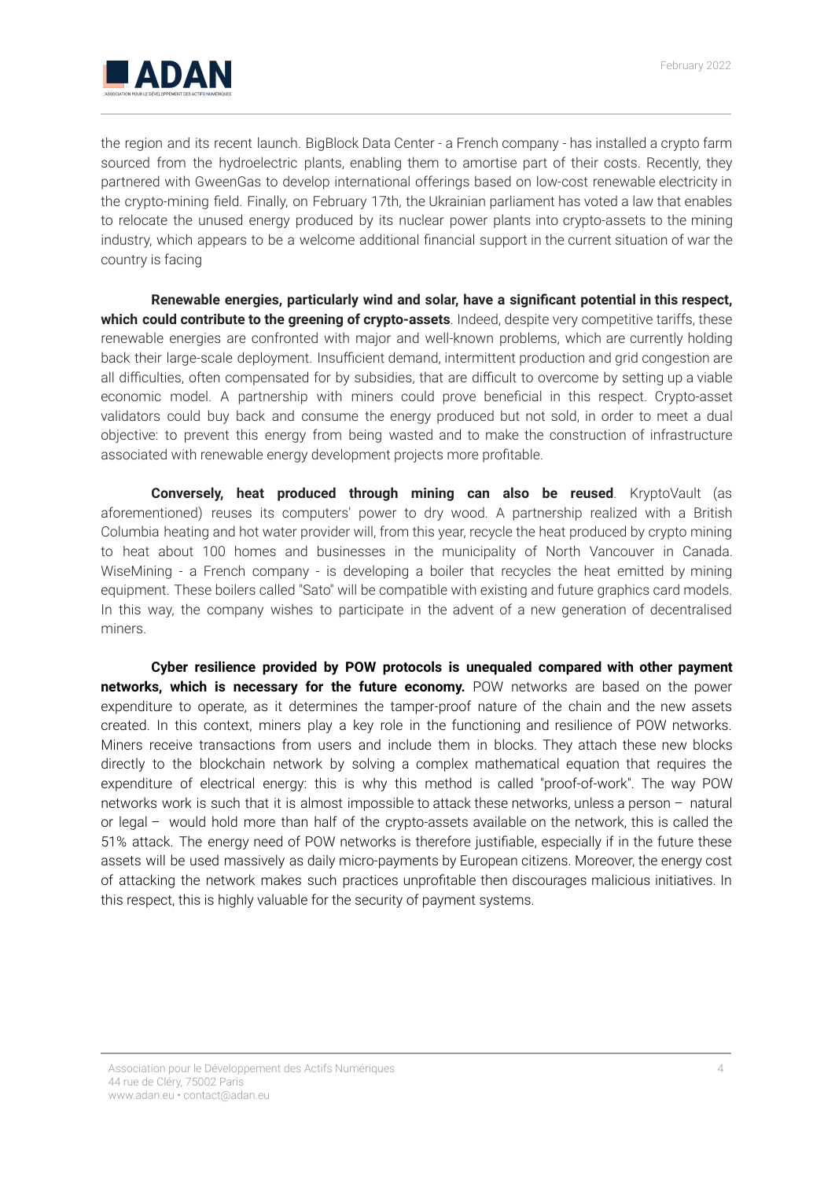the region and its recent launch. BigBlock Data Center - a French company - has installed a crypto farm sourced from the hydroelectric plants, enabling them to amortise part of their costs. Recently, they partnered with GweenGas to develop international offerings based on low-cost renewable electricity in the crypto-mining field. Finally, on February 17th, the Ukrainian parliament has voted a law that enables to relocate the unused energy produced by its nuclear power plants into crypto-assets to the mining industry, which appears to be a welcome additional financial support in the current situation of war the country is facing

**Renewable energies, particularly wind and solar, have a significant potential in this respect, which could contribute to the greening of crypto-assets**. Indeed, despite very competitive tariffs, these renewable energies are confronted with major and well-known problems, which are currently holding back their large-scale deployment. Insufficient demand, intermittent production and grid congestion are all difficulties, often compensated for by subsidies, that are difficult to overcome by setting up a viable economic model. A partnership with miners could prove beneficial in this respect. Crypto-asset validators could buy back and consume the energy produced but not sold, in order to meet a dual objective: to prevent this energy from being wasted and to make the construction of infrastructure associated with renewable energy development projects more profitable.

**Conversely, heat produced through mining can also be reused**. KryptoVault (as aforementioned) reuses its computers' power to dry wood. A partnership realized with a British Columbia heating and hot water provider will, from this year, recycle the heat produced by crypto mining to heat about 100 homes and businesses in the municipality of North Vancouver in Canada. WiseMining - a French company - is developing a boiler that recycles the heat emitted by mining equipment. These boilers called "Sato" will be compatible with existing and future graphics card models. In this way, the company wishes to participate in the advent of a new generation of decentralised miners.

**Cyber resilience provided by POW protocols is unequaled compared with other payment networks, which is necessary for the future economy.** POW networks are based on the power expenditure to operate, as it determines the tamper-proof nature of the chain and the new assets created. In this context, miners play a key role in the functioning and resilience of POW networks. Miners receive transactions from users and include them in blocks. They attach these new blocks directly to the blockchain network by solving a complex mathematical equation that requires the expenditure of electrical energy: this is why this method is called "proof-of-work". The way POW networks work is such that it is almost impossible to attack these networks, unless a person – natural or legal – would hold more than half of the crypto-assets available on the network, this is called the 51% attack. The energy need of POW networks is therefore justifiable, especially if in the future these assets will be used massively as daily micro-payments by European citizens. Moreover, the energy cost of attacking the network makes such practices unprofitable then discourages malicious initiatives. In this respect, this is highly valuable for the security of payment systems.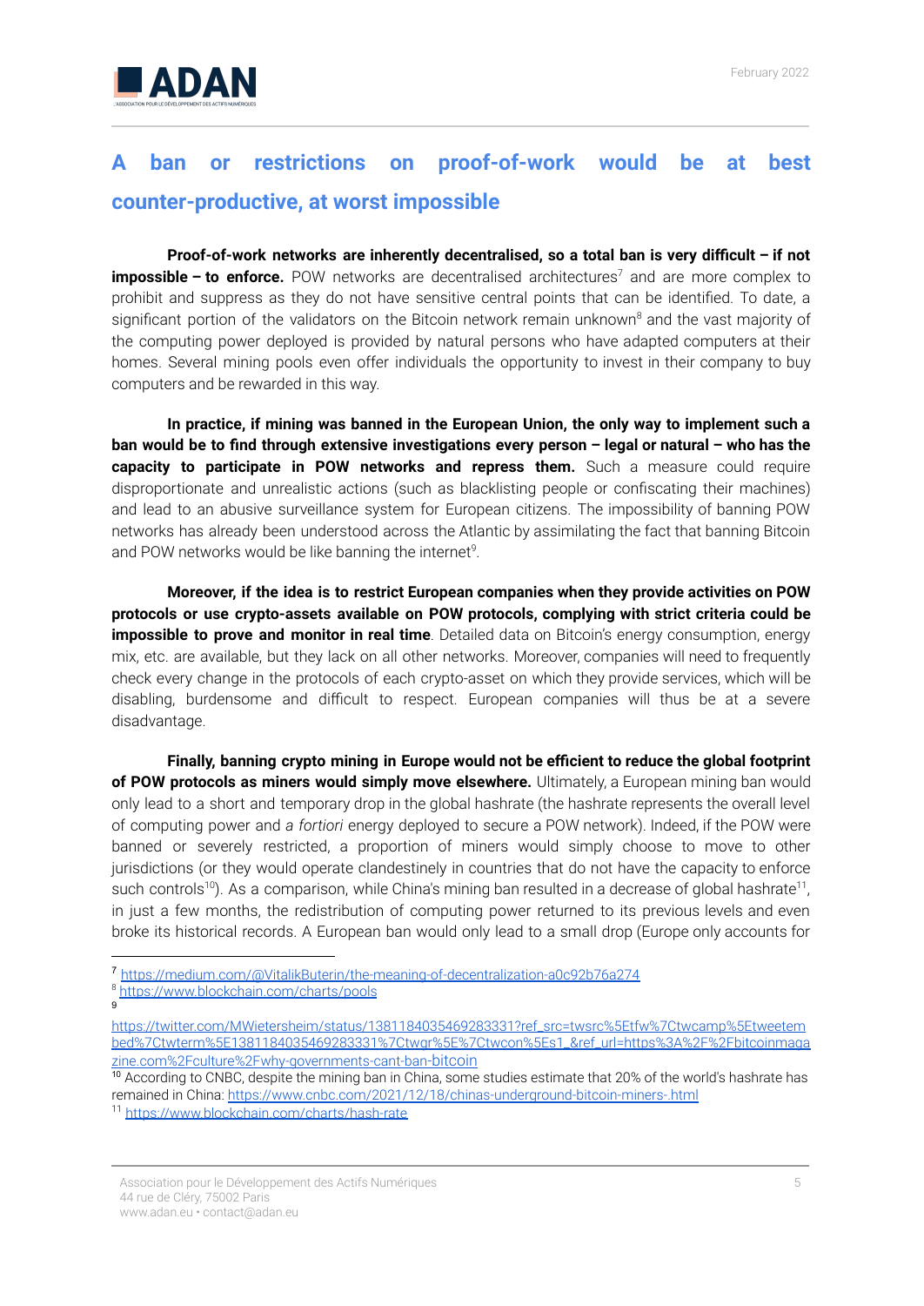## A ban or restrictions on proof-of-work would be at best counter-productive, at worst impossible

**Proof-of-work networks are inherently decentralised, so a total ban is very difficult – if not impossible – to enforce.** POW networks are decentralised architectures[7] and are more complex to prohibit and suppress as they do not have sensitive central points that can be identified. To date, a significant portion of the validators on the Bitcoin network remain unknown[8] and the vast majority of the computing power deployed is provided by natural persons who have adapted computers at their homes. Several mining pools even offer individuals the opportunity to invest in their company to buy computers and be rewarded in this way.

**In practice, if mining was banned in the European Union, the only way to implement such a ban would be to find through extensive investigations every person – legal or natural – who has the capacity to participate in POW networks and repress them.** Such a measure could require disproportionate and unrealistic actions (such as blacklisting people or confiscating their machines) and lead to an abusive surveillance system for European citizens. The impossibility of banning POW networks has already been understood across the Atlantic by assimilating the fact that banning Bitcoin and POW networks would be like banning the internet[9].

**Moreover, if the idea is to restrict European companies when they provide activities on POW protocols or use crypto-assets available on POW protocols, complying with strict criteria could be impossible to prove and monitor in real time**. Detailed data on Bitcoin's energy consumption, energy mix, etc. are available, but they lack on all other networks. Moreover, companies will need to frequently check every change in the protocols of each crypto-asset on which they provide services, which will be disabling, burdensome and difficult to respect. European companies will thus be at a severe disadvantage.

**Finally, banning crypto mining in Europe would not be efficient to reduce the global footprint of POW protocols as miners would simply move elsewhere.** Ultimately, a European mining ban would only lead to a short and temporary drop in the global hashrate (the hashrate represents the overall level of computing power and *a fortiori* energy deployed to secure a POW network). Indeed, if the POW were banned or severely restricted, a proportion of miners would simply choose to move to other jurisdictions (or they would operate clandestinely in countries that do not have the capacity to enforce such controls[10]). As a comparison, while China's mining ban resulted in a decrease of global hashrate[11], in just a few months, the redistribution of computing power returned to its previous levels and even broke its historical records. A European ban would only lead to a small drop (Europe only accounts for

---

[7] https://medium.com/@VitalikButerin/the-meaning-of-decentralization-a0c92b76a274

[8] https://www.blockchain.com/charts/pools

[9] https://twitter.com/MWietersheim/status/1381184035469283331?ref_src=twsrc%5Etfw%7Ctwcamp%5Etweetembed%7Ctwterm%5E1381184035469283331%7Ctwgr%5E%7Ctwcon%5Es1_&ref_url=https%3A%2F%2Fbitcoinmagazine.com%2Fculture%2Fwhy-governments-cant-ban-bitcoin

[10] According to CNBC, despite the mining ban in China, some studies estimate that 20% of the world's hashrate has remained in China: https://www.cnbc.com/2021/12/18/chinas-underground-bitcoin-miners-.html

[11] https://www.blockchain.com/charts/hash-rate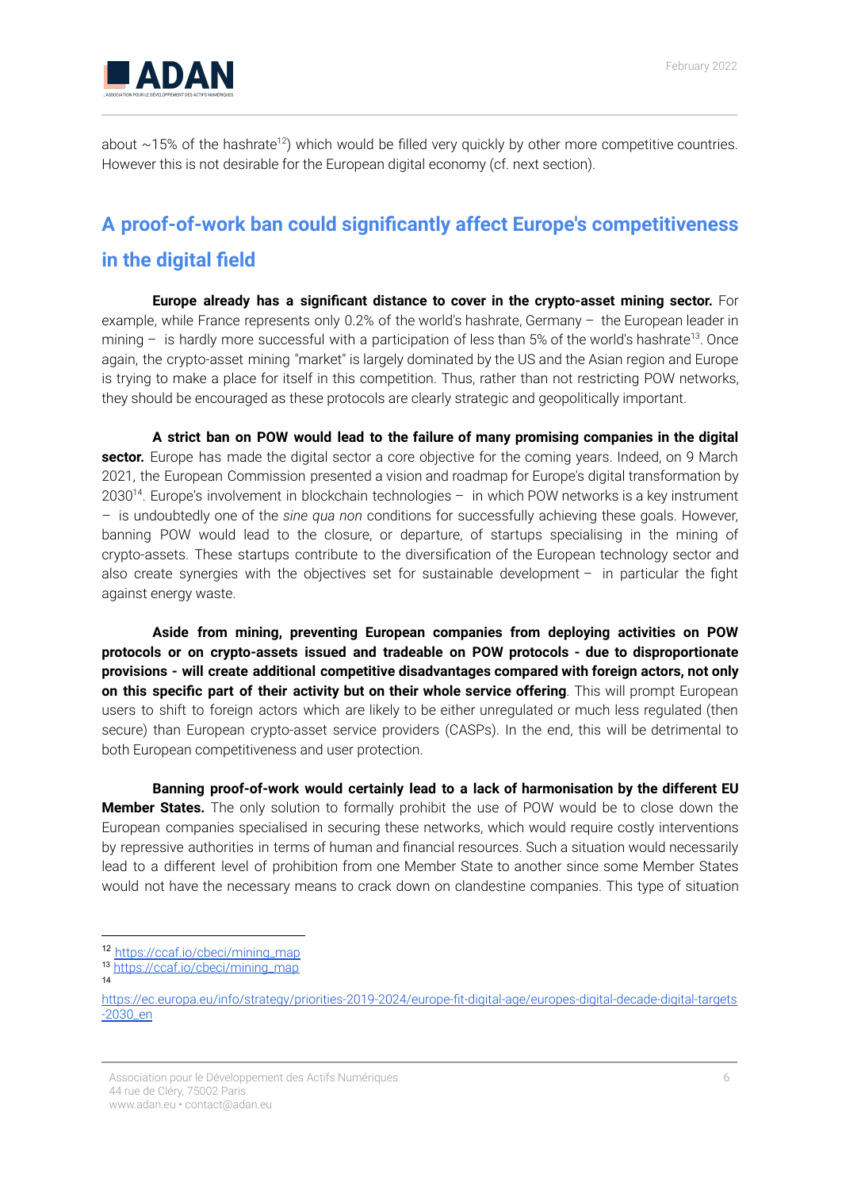about ~15% of the hashrate[12]) which would be filled very quickly by other more competitive countries. However this is not desirable for the European digital economy (cf. next section).

## A proof-of-work ban could significantly affect Europe's competitiveness in the digital field

**Europe already has a significant distance to cover in the crypto-asset mining sector.** For example, while France represents only 0.2% of the world's hashrate, Germany – the European leader in mining – is hardly more successful with a participation of less than 5% of the world's hashrate[13]. Once again, the crypto-asset mining "market" is largely dominated by the US and the Asian region and Europe is trying to make a place for itself in this competition. Thus, rather than not restricting POW networks, they should be encouraged as these protocols are clearly strategic and geopolitically important.

**A strict ban on POW would lead to the failure of many promising companies in the digital sector.** Europe has made the digital sector a core objective for the coming years. Indeed, on 9 March 2021, the European Commission presented a vision and roadmap for Europe's digital transformation by 2030[14]. Europe's involvement in blockchain technologies – in which POW networks is a key instrument – is undoubtedly one of the *sine qua non* conditions for successfully achieving these goals. However, banning POW would lead to the closure, or departure, of startups specialising in the mining of crypto-assets. These startups contribute to the diversification of the European technology sector and also create synergies with the objectives set for sustainable development – in particular the fight against energy waste.

**Aside from mining, preventing European companies from deploying activities on POW protocols or on crypto-assets issued and tradeable on POW protocols - due to disproportionate provisions - will create additional competitive disadvantages compared with foreign actors, not only on this specific part of their activity but on their whole service offering**. This will prompt European users to shift to foreign actors which are likely to be either unregulated or much less regulated (then secure) than European crypto-asset service providers (CASPs). In the end, this will be detrimental to both European competitiveness and user protection.

**Banning proof-of-work would certainly lead to a lack of harmonisation by the different EU Member States.** The only solution to formally prohibit the use of POW would be to close down the European companies specialised in securing these networks, which would require costly interventions by repressive authorities in terms of human and financial resources. Such a situation would necessarily lead to a different level of prohibition from one Member State to another since some Member States would not have the necessary means to crack down on clandestine companies. This type of situation

---

[12] https://ccaf.io/cbeci/mining_map

[13] https://ccaf.io/cbeci/mining_map

[14] https://ec.europa.eu/info/strategy/priorities-2019-2024/europe-fit-digital-age/europes-digital-decade-digital-targets-2030_en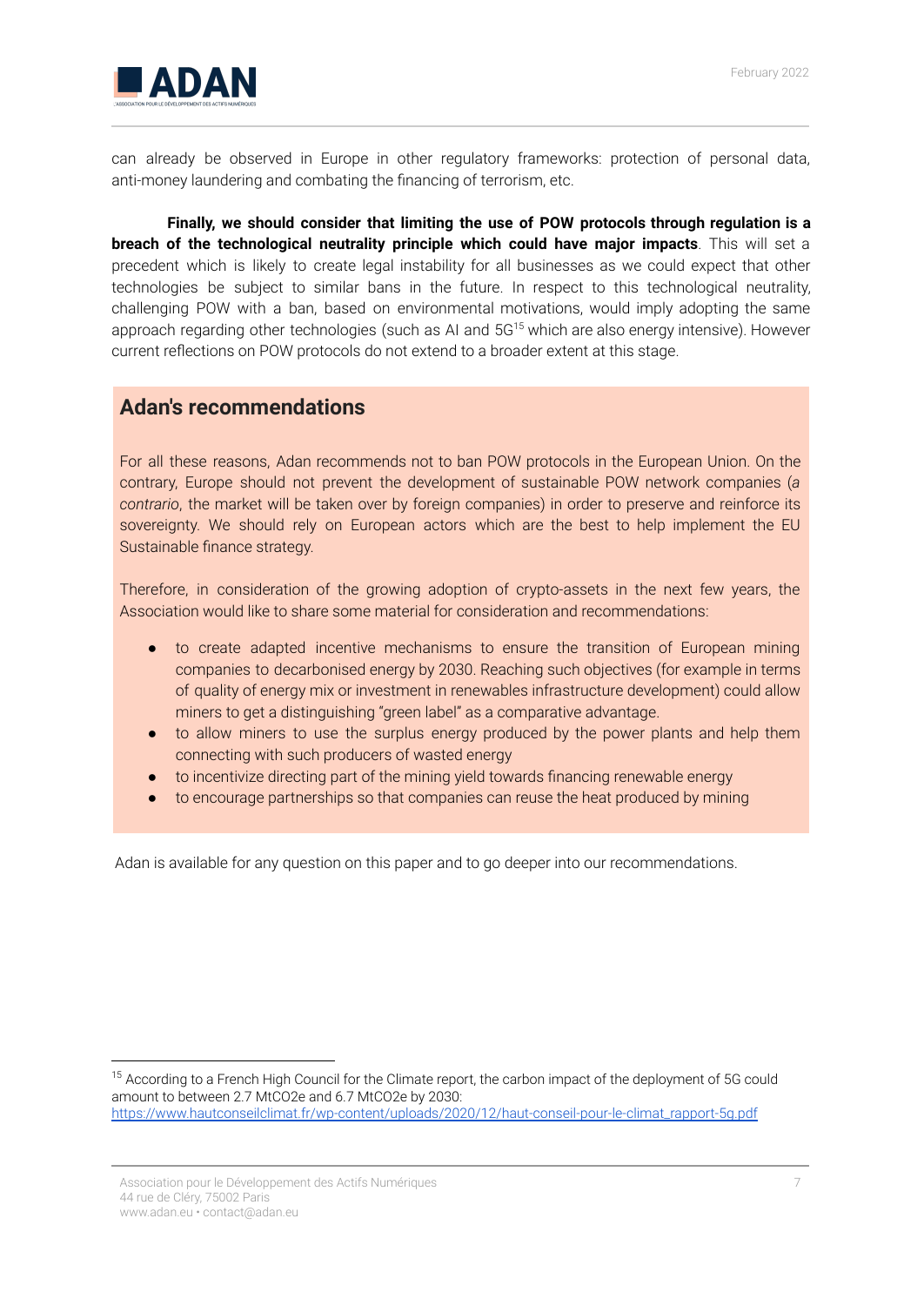can already be observed in Europe in other regulatory frameworks: protection of personal data, anti-money laundering and combating the financing of terrorism, etc.

**Finally, we should consider that limiting the use of POW protocols through regulation is a breach of the technological neutrality principle which could have major impacts**. This will set a precedent which is likely to create legal instability for all businesses as we could expect that other technologies be subject to similar bans in the future. In respect to this technological neutrality, challenging POW with a ban, based on environmental motivations, would imply adopting the same approach regarding other technologies (such as AI and 5G[15] which are also energy intensive). However current reflections on POW protocols do not extend to a broader extent at this stage.

## Adan's recommendations

For all these reasons, Adan recommends not to ban POW protocols in the European Union. On the contrary, Europe should not prevent the development of sustainable POW network companies (*a contrario*, the market will be taken over by foreign companies) in order to preserve and reinforce its sovereignty. We should rely on European actors which are the best to help implement the EU Sustainable finance strategy.

Therefore, in consideration of the growing adoption of crypto-assets in the next few years, the Association would like to share some material for consideration and recommendations:

- to create adapted incentive mechanisms to ensure the transition of European mining companies to decarbonised energy by 2030. Reaching such objectives (for example in terms of quality of energy mix or investment in renewables infrastructure development) could allow miners to get a distinguishing "green label" as a comparative advantage.
- to allow miners to use the surplus energy produced by the power plants and help them connecting with such producers of wasted energy
- to incentivize directing part of the mining yield towards financing renewable energy
- to encourage partnerships so that companies can reuse the heat produced by mining

Adan is available for any question on this paper and to go deeper into our recommendations.

---

[15] According to a French High Council for the Climate report, the carbon impact of the deployment of 5G could amount to between 2.7 MtCO2e and 6.7 MtCO2e by 2030: https://www.hautconseilclimat.fr/wp-content/uploads/2020/12/haut-conseil-pour-le-climat_rapport-5g.pdf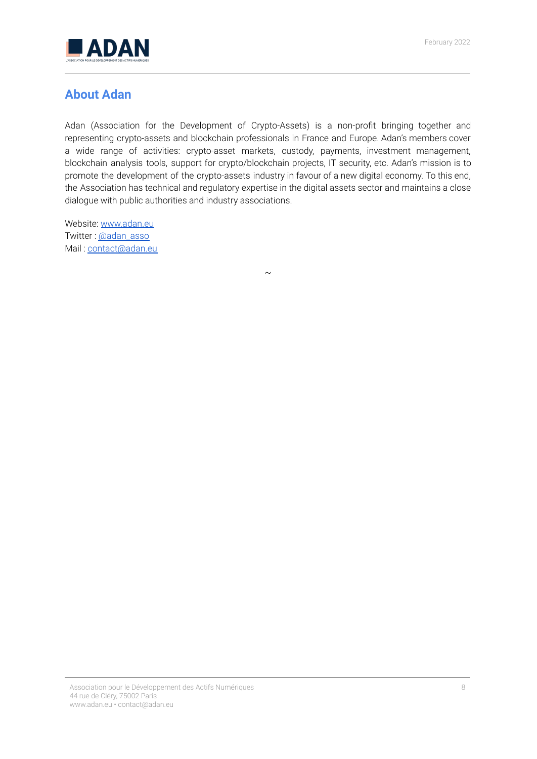## About Adan

Adan (Association for the Development of Crypto-Assets) is a non-profit bringing together and representing crypto-assets and blockchain professionals in France and Europe. Adan's members cover a wide range of activities: crypto-asset markets, custody, payments, investment management, blockchain analysis tools, support for crypto/blockchain projects, IT security, etc. Adan's mission is to promote the development of the crypto-assets industry in favour of a new digital economy. To this end, the Association has technical and regulatory expertise in the digital assets sector and maintains a close dialogue with public authorities and industry associations.

Website: www.adan.eu
Twitter : @adan_asso
Mail : contact@adan.eu

~